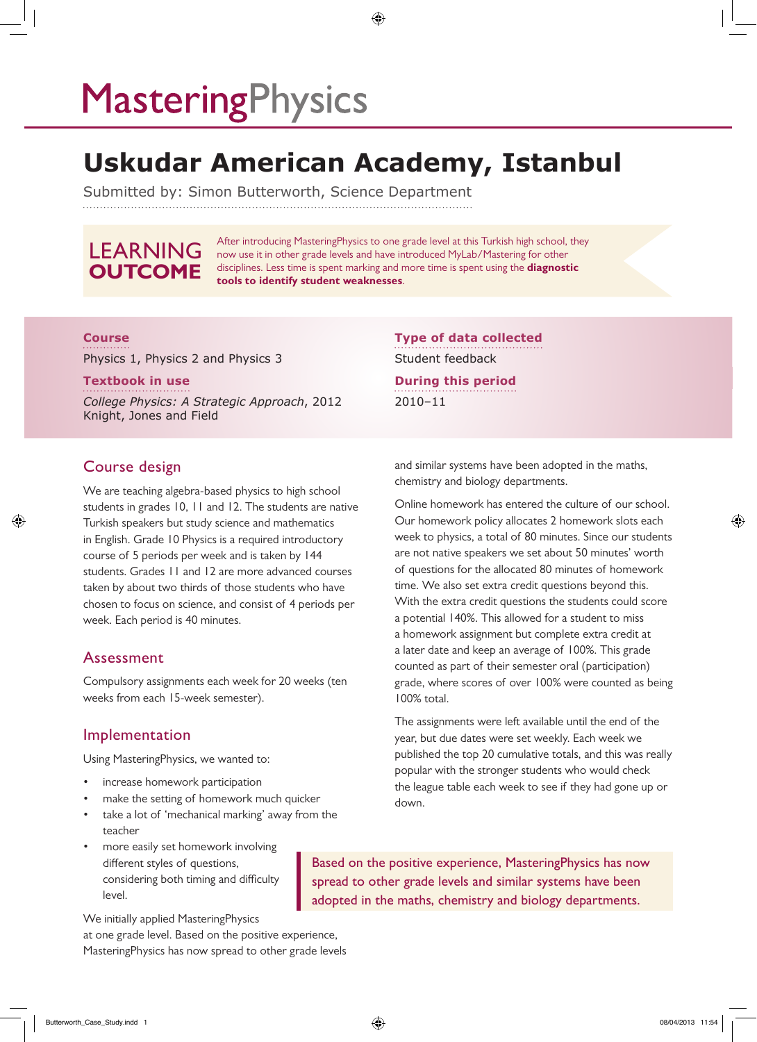# MasteringPhysics

## Uskudar American Academy, Istanbul

Submitted by: Simon Butterworth, Science Department

**LEARNING OUTCOME**

After introducing MasteringPhysics to one grade level at this Turkish high school, they now use it in other grade levels and have introduced MyLab/Mastering for other disciplines. Less time is spent marking and more time is spent using the **diagnostic tools to identify student weaknesses**.

**Course**
Physics 1, Physics 2 and Physics 3

**Textbook in use**
*College Physics: A Strategic Approach*, 2012
Knight, Jones and Field

**Type of data collected**
Student feedback

**During this period**
2010–11

### Course design

We are teaching algebra-based physics to high school students in grades 10, 11 and 12. The students are native Turkish speakers but study science and mathematics in English. Grade 10 Physics is a required introductory course of 5 periods per week and is taken by 144 students. Grades 11 and 12 are more advanced courses taken by about two thirds of those students who have chosen to focus on science, and consist of 4 periods per week. Each period is 40 minutes.

### Assessment

Compulsory assignments each week for 20 weeks (ten weeks from each 15-week semester).

### Implementation

Using MasteringPhysics, we wanted to:

- increase homework participation
- make the setting of homework much quicker
- take a lot of 'mechanical marking' away from the teacher
- more easily set homework involving different styles of questions, considering both timing and difficulty level.

We initially applied MasteringPhysics at one grade level. Based on the positive experience, MasteringPhysics has now spread to other grade levels and similar systems have been adopted in the maths, chemistry and biology departments.

Online homework has entered the culture of our school. Our homework policy allocates 2 homework slots each week to physics, a total of 80 minutes. Since our students are not native speakers we set about 50 minutes' worth of questions for the allocated 80 minutes of homework time. We also set extra credit questions beyond this. With the extra credit questions the students could score a potential 140%. This allowed for a student to miss a homework assignment but complete extra credit at a later date and keep an average of 100%. This grade counted as part of their semester oral (participation) grade, where scores of over 100% were counted as being 100% total.

The assignments were left available until the end of the year, but due dates were set weekly. Each week we published the top 20 cumulative totals, and this was really popular with the stronger students who would check the league table each week to see if they had gone up or down.

> Based on the positive experience, MasteringPhysics has now spread to other grade levels and similar systems have been adopted in the maths, chemistry and biology departments.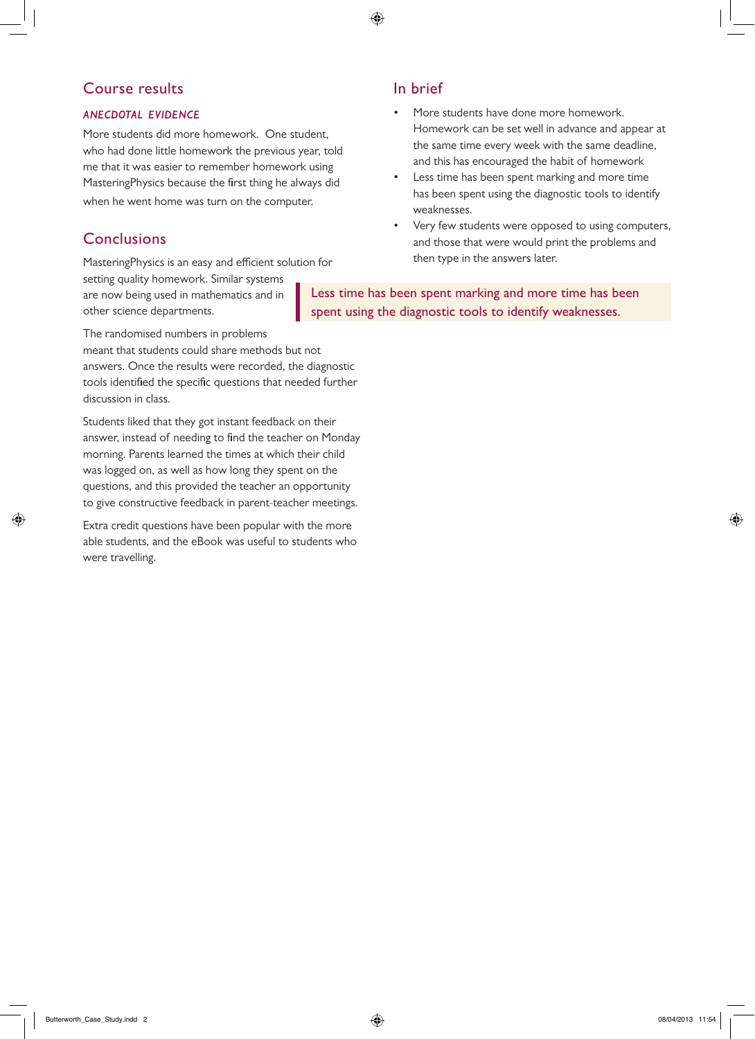## Course results

### *ANECDOTAL EVIDENCE*

More students did more homework. One student, who had done little homework the previous year, told me that it was easier to remember homework using MasteringPhysics because the first thing he always did when he went home was turn on the computer.

## Conclusions

MasteringPhysics is an easy and efficient solution for setting quality homework. Similar systems are now being used in mathematics and in other science departments.

The randomised numbers in problems meant that students could share methods but not answers. Once the results were recorded, the diagnostic tools identified the specific questions that needed further discussion in class.

Students liked that they got instant feedback on their answer, instead of needing to find the teacher on Monday morning. Parents learned the times at which their child was logged on, as well as how long they spent on the questions, and this provided the teacher an opportunity to give constructive feedback in parent-teacher meetings.

Extra credit questions have been popular with the more able students, and the eBook was useful to students who were travelling.

## In brief

- More students have done more homework. Homework can be set well in advance and appear at the same time every week with the same deadline, and this has encouraged the habit of homework
- Less time has been spent marking and more time has been spent using the diagnostic tools to identify weaknesses.
- Very few students were opposed to using computers, and those that were would print the problems and then type in the answers later.

> Less time has been spent marking and more time has been spent using the diagnostic tools to identify weaknesses.